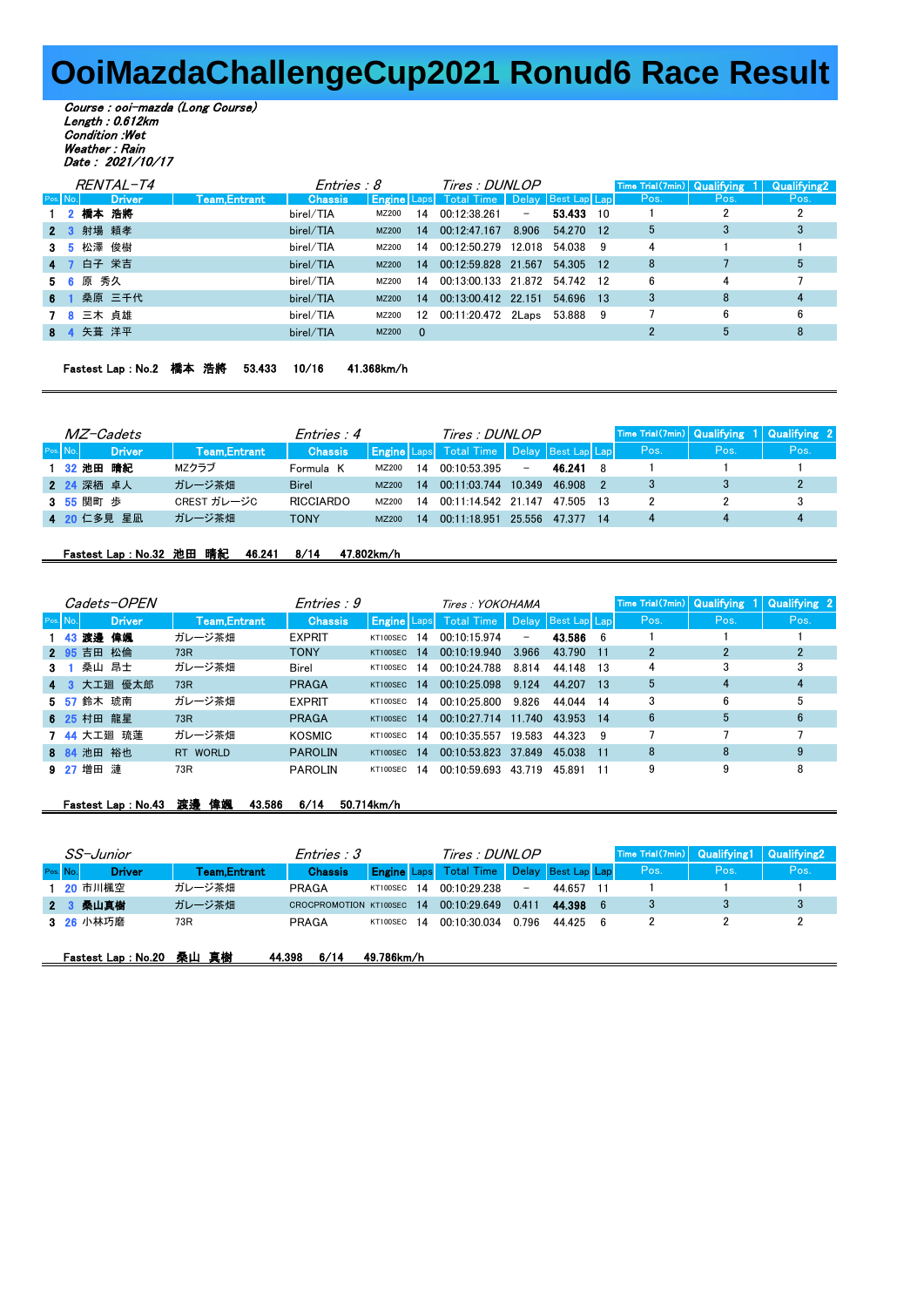# OoiMazdaChallengeCup2021 Ronud6 Race Result

*Course : ooi-mazda (Long Course)*
*Length : 0.612km*
*Condition :Wet*
*Weather : Rain*
*Date : 2021/10/17*

## RENTAL-T4

Entries : 8　Tires : DUNLOP

| Pos. | No. | Driver | Team,Entrant | Chassis | Engine | Laps | Total Time | Delay | Best Lap | Lap | Time Trial(7min) Pos. | Qualifying 1 Pos. | Qualifying2 Pos. |
|---|---|---|---|---|---|---|---|---|---|---|---|---|---|
| 1 | 2 | 橋本 浩將 | | birel/TIA | MZ200 | 14 | 00:12:38.261 | − | 53.433 | 10 | 1 | 2 | 2 |
| 2 | 3 | 射場 頼孝 | | birel/TIA | MZ200 | 14 | 00:12:47.167 | 8.906 | 54.270 | 12 | 5 | 3 | 3 |
| 3 | 5 | 松澤 俊樹 | | birel/TIA | MZ200 | 14 | 00:12:50.279 | 12.018 | 54.038 | 9 | 4 | 1 | 1 |
| 4 | 7 | 白子 栄吉 | | birel/TIA | MZ200 | 14 | 00:12:59.828 | 21.567 | 54.305 | 12 | 8 | 7 | 5 |
| 5 | 6 | 原 秀久 | | birel/TIA | MZ200 | 14 | 00:13:00.133 | 21.872 | 54.742 | 12 | 6 | 4 | 7 |
| 6 | 1 | 桑原 三千代 | | birel/TIA | MZ200 | 14 | 00:13:00.412 | 22.151 | 54.696 | 13 | 3 | 8 | 4 |
| 7 | 8 | 三木 貞雄 | | birel/TIA | MZ200 | 12 | 00:11:20.472 | 2Laps | 53.888 | 9 | 7 | 6 | 6 |
| 8 | 4 | 矢葺 洋平 | | birel/TIA | MZ200 | 0 | | | | | 2 | 5 | 8 |

**Fastest Lap : No.2　橋本 浩將　53.433　10/16　41.368km/h**

## MZ-Cadets

Entries : 4　Tires : DUNLOP

| Pos. | No. | Driver | Team,Entrant | Chassis | Engine | Laps | Total Time | Delay | Best Lap | Lap | Time Trial(7min) Pos. | Qualifying 1 Pos. | Qualifying 2 Pos. |
|---|---|---|---|---|---|---|---|---|---|---|---|---|---|
| 1 | 32 | 池田 晴紀 | MZクラブ | Formula K | MZ200 | 14 | 00:10:53.395 | − | 46.241 | 8 | 1 | 1 | 1 |
| 2 | 24 | 深栖 卓人 | ガレージ茶畑 | Birel | MZ200 | 14 | 00:11:03.744 | 10.349 | 46.908 | 2 | 3 | 3 | 2 |
| 3 | 55 | 関町 歩 | CREST ガレージC | RICCIARDO | MZ200 | 14 | 00:11:14.542 | 21.147 | 47.505 | 13 | 2 | 2 | 3 |
| 4 | 20 | 仁多見 星凪 | ガレージ茶畑 | TONY | MZ200 | 14 | 00:11:18.951 | 25.556 | 47.377 | 14 | 4 | 4 | 4 |

**Fastest Lap : No.32　池田 晴紀　46.241　8/14　47.802km/h**

## Cadets-OPEN

Entries : 9　Tires : YOKOHAMA

| Pos. | No. | Driver | Team,Entrant | Chassis | Engine | Laps | Total Time | Delay | Best Lap | Lap | Time Trial(7min) Pos. | Qualifying 1 Pos. | Qualifying 2 Pos. |
|---|---|---|---|---|---|---|---|---|---|---|---|---|---|
| 1 | 43 | 渡邊 偉颯 | ガレージ茶畑 | EXPRIT | KT100SEC | 14 | 00:10:15.974 | − | 43.586 | 6 | 1 | 1 | 1 |
| 2 | 95 | 吉田 松倫 | 73R | TONY | KT100SEC | 14 | 00:10:19.940 | 3.966 | 43.790 | 11 | 2 | 2 | 2 |
| 3 | 1 | 桑山 昂士 | ガレージ茶畑 | Birel | KT100SEC | 14 | 00:10:24.788 | 8.814 | 44.148 | 13 | 4 | 3 | 3 |
| 4 | 3 | 大工廻 優太郎 | 73R | PRAGA | KT100SEC | 14 | 00:10:25.098 | 9.124 | 44.207 | 13 | 5 | 4 | 4 |
| 5 | 57 | 鈴木 琉南 | ガレージ茶畑 | EXPRIT | KT100SEC | 14 | 00:10:25.800 | 9.826 | 44.044 | 14 | 3 | 6 | 5 |
| 6 | 25 | 村田 龍星 | 73R | PRAGA | KT100SEC | 14 | 00:10:27.714 | 11.740 | 43.953 | 14 | 6 | 5 | 6 |
| 7 | 44 | 大工廻 琉蓮 | ガレージ茶畑 | KOSMIC | KT100SEC | 14 | 00:10:35.557 | 19.583 | 44.323 | 9 | 7 | 7 | 7 |
| 8 | 84 | 池田 裕也 | RT WORLD | PAROLIN | KT100SEC | 14 | 00:10:53.823 | 37.849 | 45.038 | 11 | 8 | 8 | 9 |
| 9 | 27 | 増田 漣 | 73R | PAROLIN | KT100SEC | 14 | 00:10:59.693 | 43.719 | 45.891 | 11 | 9 | 9 | 8 |

**Fastest Lap : No.43　渡邊 偉颯　43.586　6/14　50.714km/h**

## SS-Junior

Entries : 3　Tires : DUNLOP

| Pos. | No. | Driver | Team,Entrant | Chassis | Engine | Laps | Total Time | Delay | Best Lap | Lap | Time Trial(7min) Pos. | Qualifying1 Pos. | Qualifying2 Pos. |
|---|---|---|---|---|---|---|---|---|---|---|---|---|---|
| 1 | 20 | 市川楓空 | ガレージ茶畑 | PRAGA | KT100SEC | 14 | 00:10:29.238 | − | 44.657 | 11 | 1 | 1 | 1 |
| 2 | 3 | 桑山真樹 | ガレージ茶畑 | CROCPROMOTION | KT100SEC | 14 | 00:10:29.649 | 0.411 | 44.398 | 6 | 3 | 3 | 3 |
| 3 | 26 | 小林巧磨 | 73R | PRAGA | KT100SEC | 14 | 00:10:30.034 | 0.796 | 44.425 | 6 | 2 | 2 | 2 |

**Fastest Lap : No.20　桑山 真樹　44.398　6/14　49.786km/h**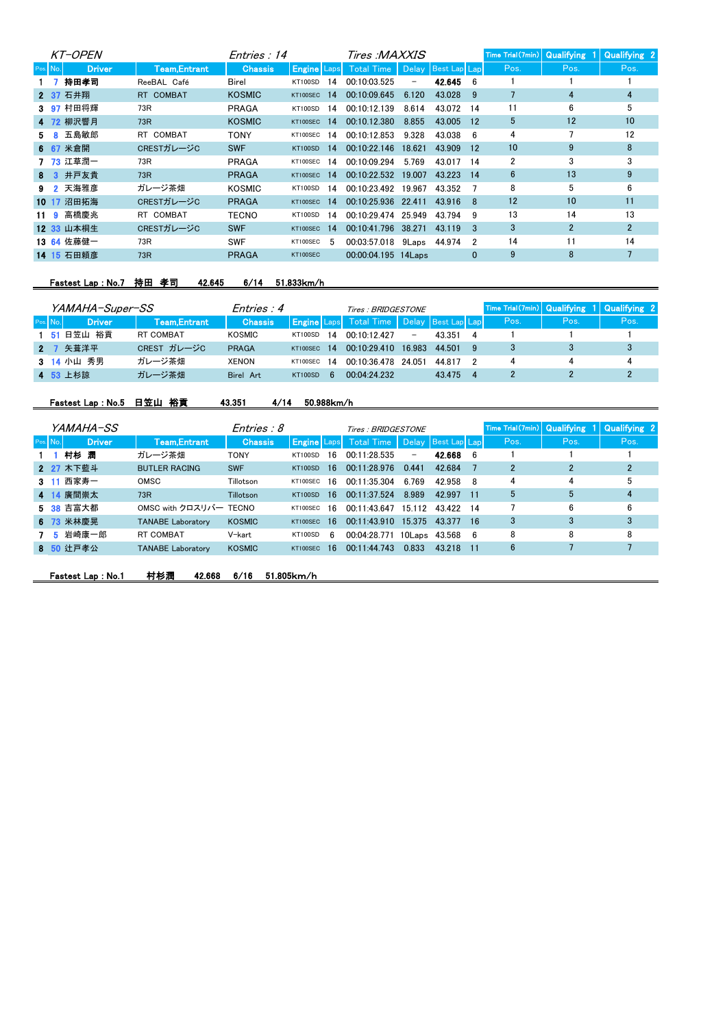## KT-OPEN

Entries : 14　　Tires :MAXXIS

| Pos. | No. | Driver | Team,Entrant | Chassis | Engine | Laps | Total Time | Delay | Best Lap | Lap | Time Trial(7min) Pos. | Qualifying 1 Pos. | Qualifying 2 Pos. |
|---|---|---|---|---|---|---|---|---|---|---|---|---|---|
| 1 | 7 | **持田孝司** | ReeBAL Café | Birel | KT100SD | 14 | 00:10:03.525 | − | **42.645** | 6 | 1 | 1 | 1 |
| 2 | 37 | 石井翔 | RT COMBAT | KOSMIC | KT100SEC | 14 | 00:10:09.645 | 6.120 | 43.028 | 9 | 7 | 4 | 4 |
| 3 | 97 | 村田将輝 | 73R | PRAGA | KT100SD | 14 | 00:10:12.139 | 8.614 | 43.072 | 14 | 11 | 6 | 5 |
| 4 | 72 | 柳沢響月 | 73R | KOSMIC | KT100SEC | 14 | 00:10:12.380 | 8.855 | 43.005 | 12 | 5 | 12 | 10 |
| 5 | 8 | 五島敏郎 | RT COMBAT | TONY | KT100SEC | 14 | 00:10:12.853 | 9.328 | 43.038 | 6 | 4 | 7 | 12 |
| 6 | 67 | 米倉開 | CRESTガレージC | SWF | KT100SD | 14 | 00:10:22.146 | 18.621 | 43.909 | 12 | 10 | 9 | 8 |
| 7 | 73 | 江草潤一 | 73R | PRAGA | KT100SEC | 14 | 00:10:09.294 | 5.769 | 43.017 | 14 | 2 | 3 | 3 |
| 8 | 3 | 井戸友貴 | 73R | PRAGA | KT100SEC | 14 | 00:10:22.532 | 19.007 | 43.223 | 14 | 6 | 13 | 9 |
| 9 | 2 | 天海雅彦 | ガレージ茶畑 | KOSMIC | KT100SD | 14 | 00:10:23.492 | 19.967 | 43.352 | 7 | 8 | 5 | 6 |
| 10 | 17 | 沼田拓海 | CRESTガレージC | PRAGA | KT100SEC | 14 | 00:10:25.936 | 22.411 | 43.916 | 8 | 12 | 10 | 11 |
| 11 | 9 | 高橋慶兆 | RT COMBAT | TECNO | KT100SD | 14 | 00:10:29.474 | 25.949 | 43.794 | 9 | 13 | 14 | 13 |
| 12 | 33 | 山本桐生 | CRESTガレージC | SWF | KT100SEC | 14 | 00:10:41.796 | 38.271 | 43.119 | 3 | 3 | 2 | 2 |
| 13 | 64 | 佐藤健一 | 73R | SWF | KT100SEC | 5 | 00:03:57.018 | 9Laps | 44.974 | 2 | 14 | 11 | 14 |
| 14 | 15 | 石田頼彦 | 73R | PRAGA | KT100SEC | | 00:00:04.195 | 14Laps | | 0 | 9 | 8 | 7 |

**Fastest Lap : No.7　持田 孝司　42.645　6/14　51.833km/h**

## YAMAHA-Super-SS

Entries : 4　　Tires : BRIDGESTONE

| Pos. | No. | Driver | Team,Entrant | Chassis | Engine | Laps | Total Time | Delay | Best Lap | Lap | Time Trial(7min) Pos. | Qualifying 1 Pos. | Qualifying 2 Pos. |
|---|---|---|---|---|---|---|---|---|---|---|---|---|---|
| 1 | 51 | 日笠山 裕貢 | RT COMBAT | KOSMIC | KT100SD | 14 | 00:10:12.427 | − | 43.351 | 4 | 1 | 1 | 1 |
| 2 | 7 | 矢葺洋平 | CREST ガレージC | PRAGA | KT100SEC | 14 | 00:10:29.410 | 16.983 | 44.501 | 9 | 3 | 3 | 3 |
| 3 | 14 | 小山 秀男 | ガレージ茶畑 | XENON | KT100SEC | 14 | 00:10:36.478 | 24.051 | 44.817 | 2 | 4 | 4 | 4 |
| 4 | 53 | 上杉諒 | ガレージ茶畑 | Birel Art | KT100SD | 6 | 00:04:24.232 | | 43.475 | 4 | 2 | 2 | 2 |

**Fastest Lap : No.5　日笠山 裕貢　43.351　4/14　50.988km/h**

## YAMAHA-SS

Entries : 8　　Tires : BRIDGESTONE

| Pos. | No. | Driver | Team,Entrant | Chassis | Engine | Laps | Total Time | Delay | Best Lap | Lap | Time Trial(7min) Pos. | Qualifying 1 Pos. | Qualifying 2 Pos. |
|---|---|---|---|---|---|---|---|---|---|---|---|---|---|
| 1 | 1 | **村杉 潤** | ガレージ茶畑 | TONY | KT100SD | 16 | 00:11:28.535 | − | **42.668** | 6 | 1 | 1 | 1 |
| 2 | 27 | 木下藍斗 | BUTLER RACING | SWF | KT100SD | 16 | 00:11:28.976 | 0.441 | 42.684 | 7 | 2 | 2 | 2 |
| 3 | 11 | 西家寿一 | OMSC | Tillotson | KT100SEC | 16 | 00:11:35.304 | 6.769 | 42.958 | 8 | 4 | 4 | 5 |
| 4 | 14 | 廣間崇太 | 73R | Tillotson | KT100SD | 16 | 00:11:37.524 | 8.989 | 42.997 | 11 | 5 | 5 | 4 |
| 5 | 38 | 吉富大都 | OMSC with クロスリバー | TECNO | KT100SEC | 16 | 00:11:43.647 | 15.112 | 43.422 | 14 | 7 | 6 | 6 |
| 6 | 73 | 米林慶晃 | TANABE Laboratory | KOSMIC | KT100SEC | 16 | 00:11:43.910 | 15.375 | 43.377 | 16 | 3 | 3 | 3 |
| 7 | 5 | 岩崎康一郎 | RT COMBAT | V-kart | KT100SD | 6 | 00:04:28.771 | 10Laps | 43.568 | 6 | 8 | 8 | 8 |
| 8 | 50 | 辻戸孝公 | TANABE Laboratory | KOSMIC | KT100SEC | 16 | 00:11:44.743 | 0.833 | 43.218 | 11 | 6 | 7 | 7 |

**Fastest Lap : No.1　村杉潤　42.668　6/16　51.805km/h**